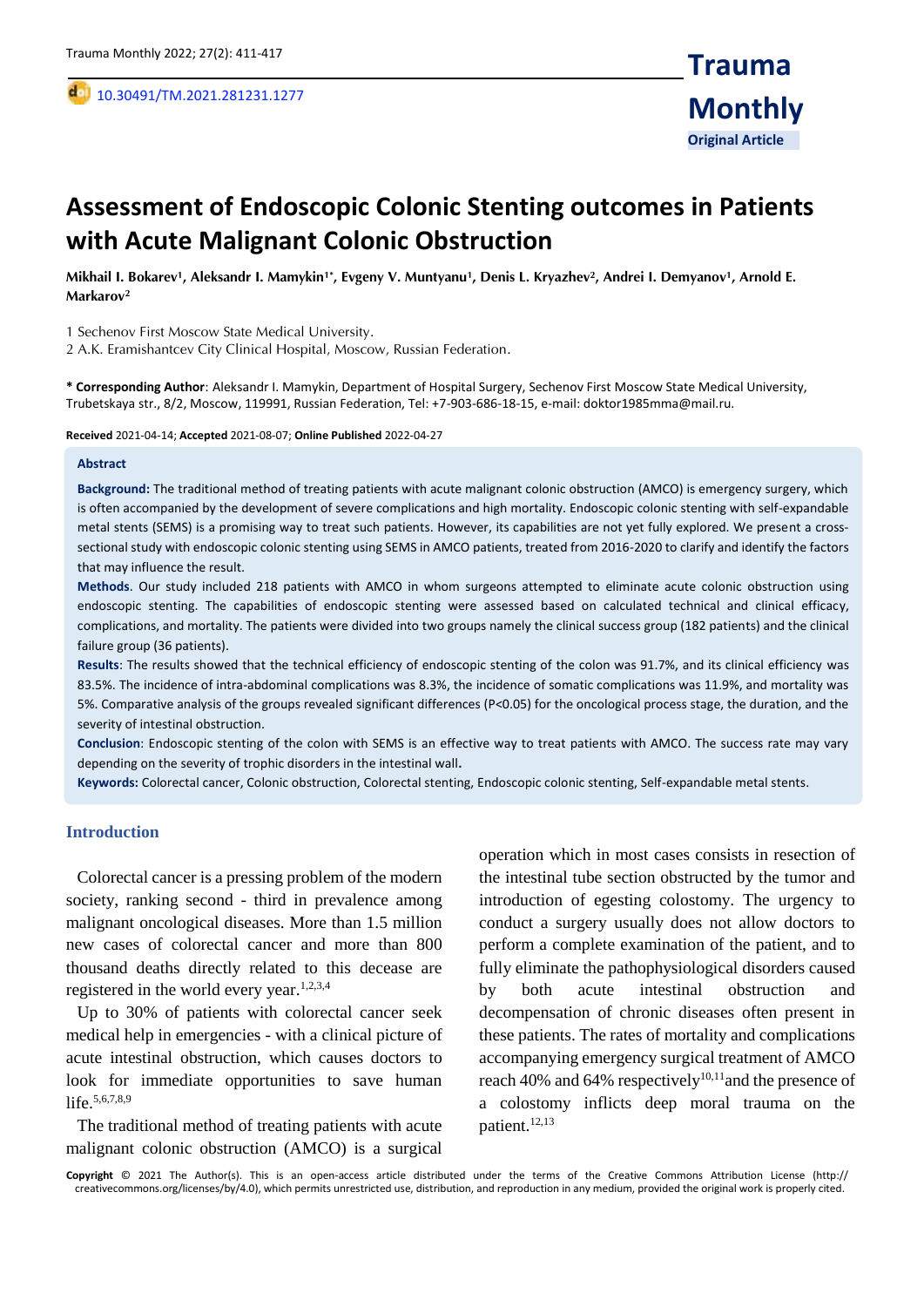Original Article

# Assessment of Endoscopic Colonic Stenting outcomes in Patients with Acute Malignant Colonic Obstruction

**Mikhail I. Bokarev[1], Aleksandr I. Mamykin[1*], Evgeny V. Muntyanu[1], Denis L. Kryazhev[2], Andrei I. Demyanov[1], Arnold E. Markarov[2]**

1 Sechenov First Moscow State Medical University.
2 A.K. Eramishantcev City Clinical Hospital, Moscow, Russian Federation.

**\* Corresponding Author**: Aleksandr I. Mamykin, Department of Hospital Surgery, Sechenov First Moscow State Medical University, Trubetskaya str., 8/2, Moscow, 119991, Russian Federation, Tel: +7-903-686-18-15, e-mail: doktor1985mma@mail.ru.

**Received** 2021-04-14; **Accepted** 2021-08-07; **Online Published** 2022-04-27

**Abstract**

**Background:** The traditional method of treating patients with acute malignant colonic obstruction (AMCO) is emergency surgery, which is often accompanied by the development of severe complications and high mortality. Endoscopic colonic stenting with self-expandable metal stents (SEMS) is a promising way to treat such patients. However, its capabilities are not yet fully explored. We present a cross-sectional study with endoscopic colonic stenting using SEMS in AMCO patients, treated from 2016-2020 to clarify and identify the factors that may influence the result.

**Methods**. Our study included 218 patients with AMCO in whom surgeons attempted to eliminate acute colonic obstruction using endoscopic stenting. The capabilities of endoscopic stenting were assessed based on calculated technical and clinical efficacy, complications, and mortality. The patients were divided into two groups namely the clinical success group (182 patients) and the clinical failure group (36 patients).

**Results**: The results showed that the technical efficiency of endoscopic stenting of the colon was 91.7%, and its clinical efficiency was 83.5%. The incidence of intra-abdominal complications was 8.3%, the incidence of somatic complications was 11.9%, and mortality was 5%. Comparative analysis of the groups revealed significant differences (P<0.05) for the oncological process stage, the duration, and the severity of intestinal obstruction.

**Conclusion**: Endoscopic stenting of the colon with SEMS is an effective way to treat patients with AMCO. The success rate may vary depending on the severity of trophic disorders in the intestinal wall.

**Keywords:** Colorectal cancer, Colonic obstruction, Colorectal stenting, Endoscopic colonic stenting, Self-expandable metal stents.

## Introduction

Colorectal cancer is a pressing problem of the modern society, ranking second - third in prevalence among malignant oncological diseases. More than 1.5 million new cases of colorectal cancer and more than 800 thousand deaths directly related to this decease are registered in the world every year.[1,2,3,4]

Up to 30% of patients with colorectal cancer seek medical help in emergencies - with a clinical picture of acute intestinal obstruction, which causes doctors to look for immediate opportunities to save human life.[5,6,7,8,9]

The traditional method of treating patients with acute malignant colonic obstruction (AMCO) is a surgical operation which in most cases consists in resection of the intestinal tube section obstructed by the tumor and introduction of egesting colostomy. The urgency to conduct a surgery usually does not allow doctors to perform a complete examination of the patient, and to fully eliminate the pathophysiological disorders caused by both acute intestinal obstruction and decompensation of chronic diseases often present in these patients. The rates of mortality and complications accompanying emergency surgical treatment of AMCO reach 40% and 64% respectively[10,11] and the presence of a colostomy inflicts deep moral trauma on the patient.[12,13]

**Copyright** © 2021 The Author(s). This is an open-access article distributed under the terms of the Creative Commons Attribution License (http:// creativecommons.org/licenses/by/4.0), which permits unrestricted use, distribution, and reproduction in any medium, provided the original work is properly cited.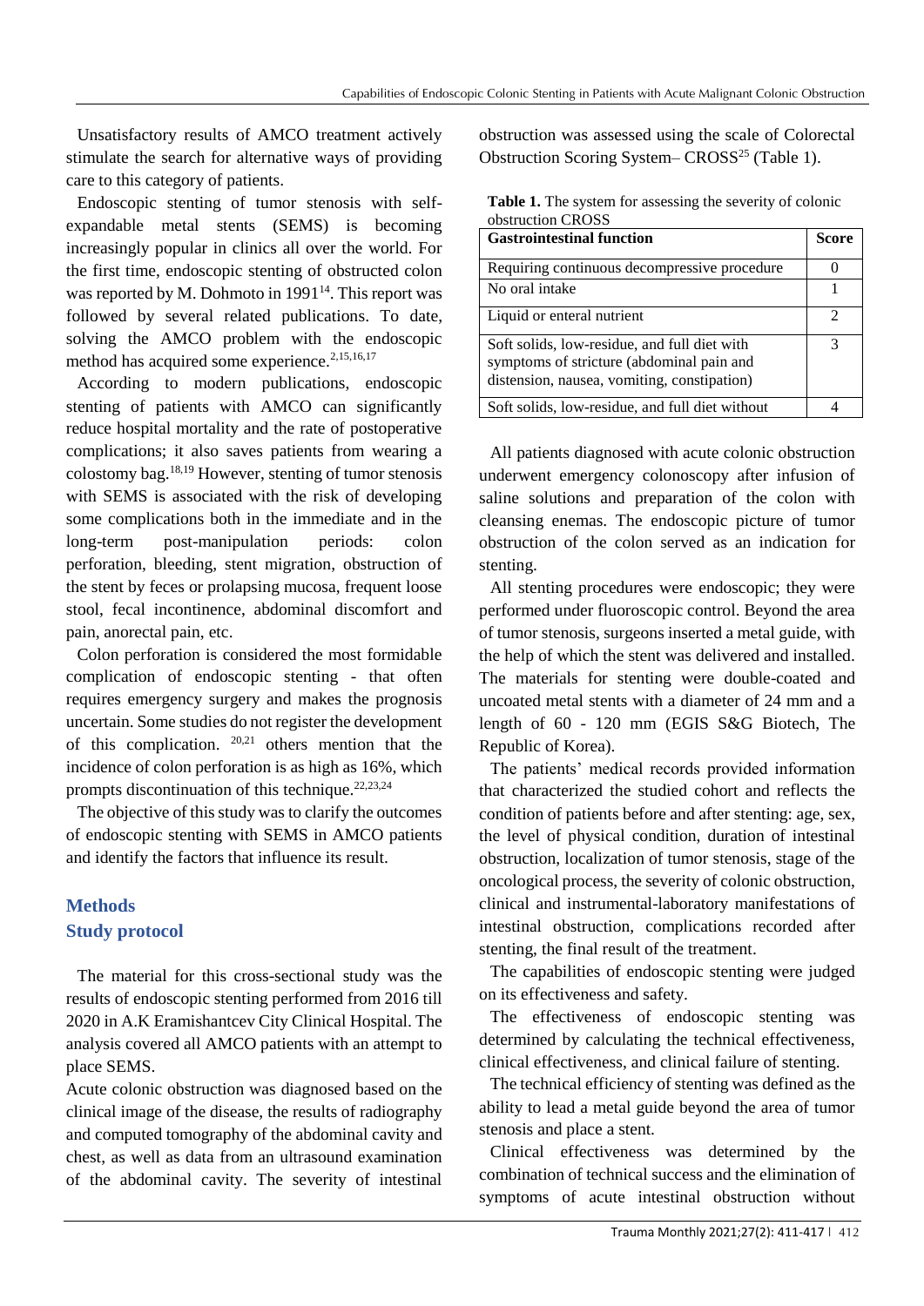Unsatisfactory results of AMCO treatment actively stimulate the search for alternative ways of providing care to this category of patients.

Endoscopic stenting of tumor stenosis with self-expandable metal stents (SEMS) is becoming increasingly popular in clinics all over the world. For the first time, endoscopic stenting of obstructed colon was reported by M. Dohmoto in 1991[14]. This report was followed by several related publications. To date, solving the AMCO problem with the endoscopic method has acquired some experience.[2,15,16,17]

According to modern publications, endoscopic stenting of patients with AMCO can significantly reduce hospital mortality and the rate of postoperative complications; it also saves patients from wearing a colostomy bag.[18,19] However, stenting of tumor stenosis with SEMS is associated with the risk of developing some complications both in the immediate and in the long-term post-manipulation periods: colon perforation, bleeding, stent migration, obstruction of the stent by feces or prolapsing mucosa, frequent loose stool, fecal incontinence, abdominal discomfort and pain, anorectal pain, etc.

Colon perforation is considered the most formidable complication of endoscopic stenting - that often requires emergency surgery and makes the prognosis uncertain. Some studies do not register the development of this complication. [20,21] others mention that the incidence of colon perforation is as high as 16%, which prompts discontinuation of this technique.[22,23,24]

The objective of this study was to clarify the outcomes of endoscopic stenting with SEMS in AMCO patients and identify the factors that influence its result.

## Methods

### Study protocol

The material for this cross-sectional study was the results of endoscopic stenting performed from 2016 till 2020 in A.K Eramishantcev City Clinical Hospital. The analysis covered all AMCO patients with an attempt to place SEMS.

Acute colonic obstruction was diagnosed based on the clinical image of the disease, the results of radiography and computed tomography of the abdominal cavity and chest, as well as data from an ultrasound examination of the abdominal cavity. The severity of intestinal obstruction was assessed using the scale of Colorectal Obstruction Scoring System– CROSS[25] (Table 1).

**Table 1.** The system for assessing the severity of colonic obstruction CROSS

| Gastrointestinal function | Score |
| --- | --- |
| Requiring continuous decompressive procedure | 0 |
| No oral intake | 1 |
| Liquid or enteral nutrient | 2 |
| Soft solids, low-residue, and full diet with symptoms of stricture (abdominal pain and distension, nausea, vomiting, constipation) | 3 |
| Soft solids, low-residue, and full diet without | 4 |

All patients diagnosed with acute colonic obstruction underwent emergency colonoscopy after infusion of saline solutions and preparation of the colon with cleansing enemas. The endoscopic picture of tumor obstruction of the colon served as an indication for stenting.

All stenting procedures were endoscopic; they were performed under fluoroscopic control. Beyond the area of tumor stenosis, surgeons inserted a metal guide, with the help of which the stent was delivered and installed. The materials for stenting were double-coated and uncoated metal stents with a diameter of 24 mm and a length of 60 - 120 mm (EGIS S&G Biotech, The Republic of Korea).

The patients' medical records provided information that characterized the studied cohort and reflects the condition of patients before and after stenting: age, sex, the level of physical condition, duration of intestinal obstruction, localization of tumor stenosis, stage of the oncological process, the severity of colonic obstruction, clinical and instrumental-laboratory manifestations of intestinal obstruction, complications recorded after stenting, the final result of the treatment.

The capabilities of endoscopic stenting were judged on its effectiveness and safety.

The effectiveness of endoscopic stenting was determined by calculating the technical effectiveness, clinical effectiveness, and clinical failure of stenting.

The technical efficiency of stenting was defined as the ability to lead a metal guide beyond the area of tumor stenosis and place a stent.

Clinical effectiveness was determined by the combination of technical success and the elimination of symptoms of acute intestinal obstruction without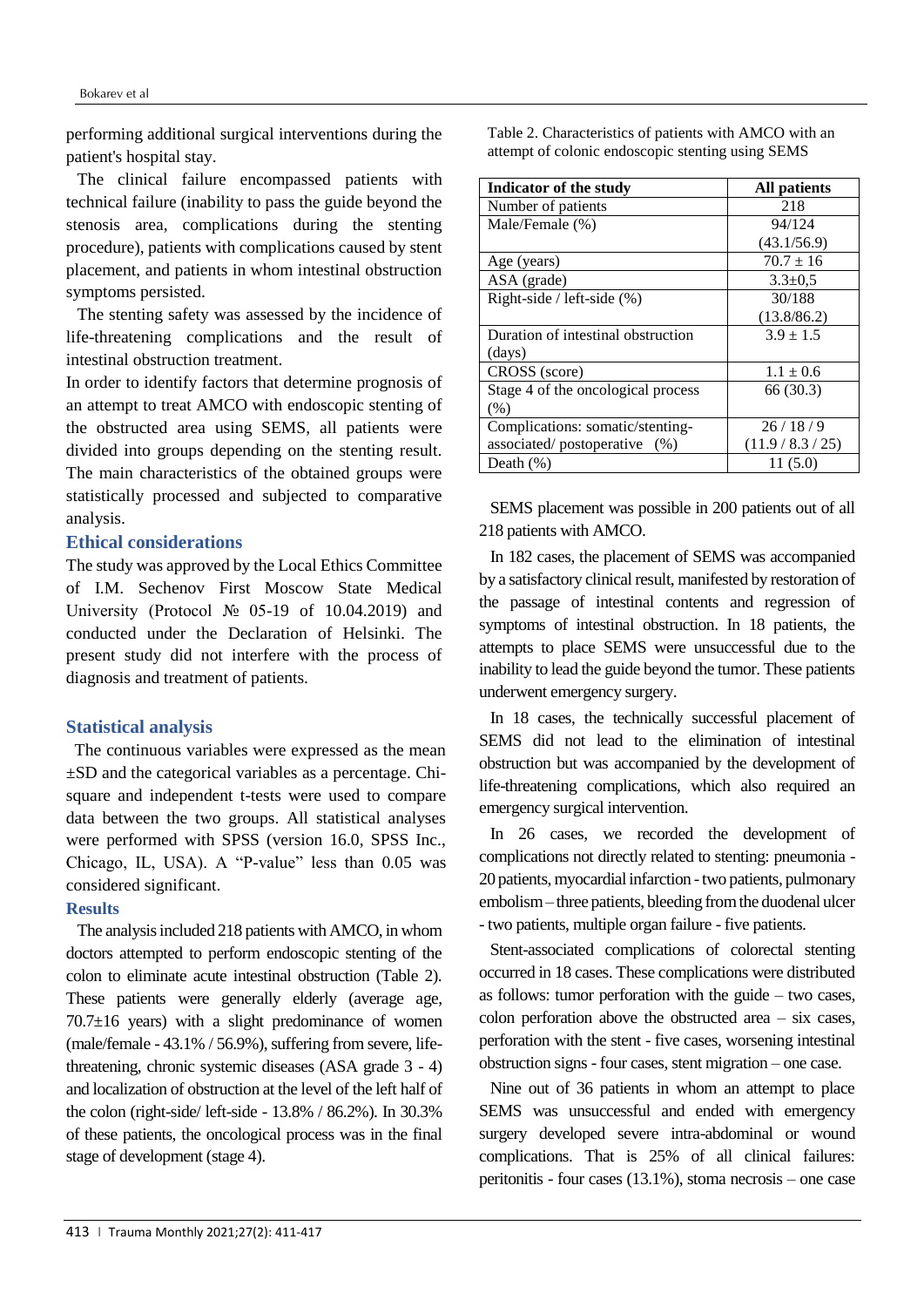performing additional surgical interventions during the patient's hospital stay.

The clinical failure encompassed patients with technical failure (inability to pass the guide beyond the stenosis area, complications during the stenting procedure), patients with complications caused by stent placement, and patients in whom intestinal obstruction symptoms persisted.

The stenting safety was assessed by the incidence of life-threatening complications and the result of intestinal obstruction treatment.

In order to identify factors that determine prognosis of an attempt to treat AMCO with endoscopic stenting of the obstructed area using SEMS, all patients were divided into groups depending on the stenting result. The main characteristics of the obtained groups were statistically processed and subjected to comparative analysis.

## Ethical considerations

The study was approved by the Local Ethics Committee of I.M. Sechenov First Moscow State Medical University (Protocol № 05-19 of 10.04.2019) and conducted under the Declaration of Helsinki. The present study did not interfere with the process of diagnosis and treatment of patients.

## Statistical analysis

The continuous variables were expressed as the mean ±SD and the categorical variables as a percentage. Chi-square and independent t-tests were used to compare data between the two groups. All statistical analyses were performed with SPSS (version 16.0, SPSS Inc., Chicago, IL, USA). A "P-value" less than 0.05 was considered significant.

## Results

The analysis included 218 patients with AMCO, in whom doctors attempted to perform endoscopic stenting of the colon to eliminate acute intestinal obstruction (Table 2). These patients were generally elderly (average age, 70.7±16 years) with a slight predominance of women (male/female - 43.1% / 56.9%), suffering from severe, life-threatening, chronic systemic diseases (ASA grade 3 - 4) and localization of obstruction at the level of the left half of the colon (right-side/ left-side - 13.8% / 86.2%). In 30.3% of these patients, the oncological process was in the final stage of development (stage 4).

Table 2. Characteristics of patients with AMCO with an attempt of colonic endoscopic stenting using SEMS

| Indicator of the study | All patients |
|---|---|
| Number of patients | 218 |
| Male/Female (%) | 94/124 (43.1/56.9) |
| Age (years) | 70.7 ± 16 |
| ASA (grade) | 3.3±0,5 |
| Right-side / left-side (%) | 30/188 (13.8/86.2) |
| Duration of intestinal obstruction (days) | 3.9 ± 1.5 |
| CROSS (score) | 1.1 ± 0.6 |
| Stage 4 of the oncological process (%) | 66 (30.3) |
| Complications: somatic/stenting-associated/ postoperative (%) | 26 / 18 / 9 (11.9 / 8.3 / 25) |
| Death (%) | 11 (5.0) |

SEMS placement was possible in 200 patients out of all 218 patients with AMCO.

In 182 cases, the placement of SEMS was accompanied by a satisfactory clinical result, manifested by restoration of the passage of intestinal contents and regression of symptoms of intestinal obstruction. In 18 patients, the attempts to place SEMS were unsuccessful due to the inability to lead the guide beyond the tumor. These patients underwent emergency surgery.

In 18 cases, the technically successful placement of SEMS did not lead to the elimination of intestinal obstruction but was accompanied by the development of life-threatening complications, which also required an emergency surgical intervention.

In 26 cases, we recorded the development of complications not directly related to stenting: pneumonia - 20 patients, myocardial infarction - two patients, pulmonary embolism – three patients, bleeding from the duodenal ulcer - two patients, multiple organ failure - five patients.

Stent-associated complications of colorectal stenting occurred in 18 cases. These complications were distributed as follows: tumor perforation with the guide – two cases, colon perforation above the obstructed area – six cases, perforation with the stent - five cases, worsening intestinal obstruction signs - four cases, stent migration – one case.

Nine out of 36 patients in whom an attempt to place SEMS was unsuccessful and ended with emergency surgery developed severe intra-abdominal or wound complications. That is 25% of all clinical failures: peritonitis - four cases (13.1%), stoma necrosis – one case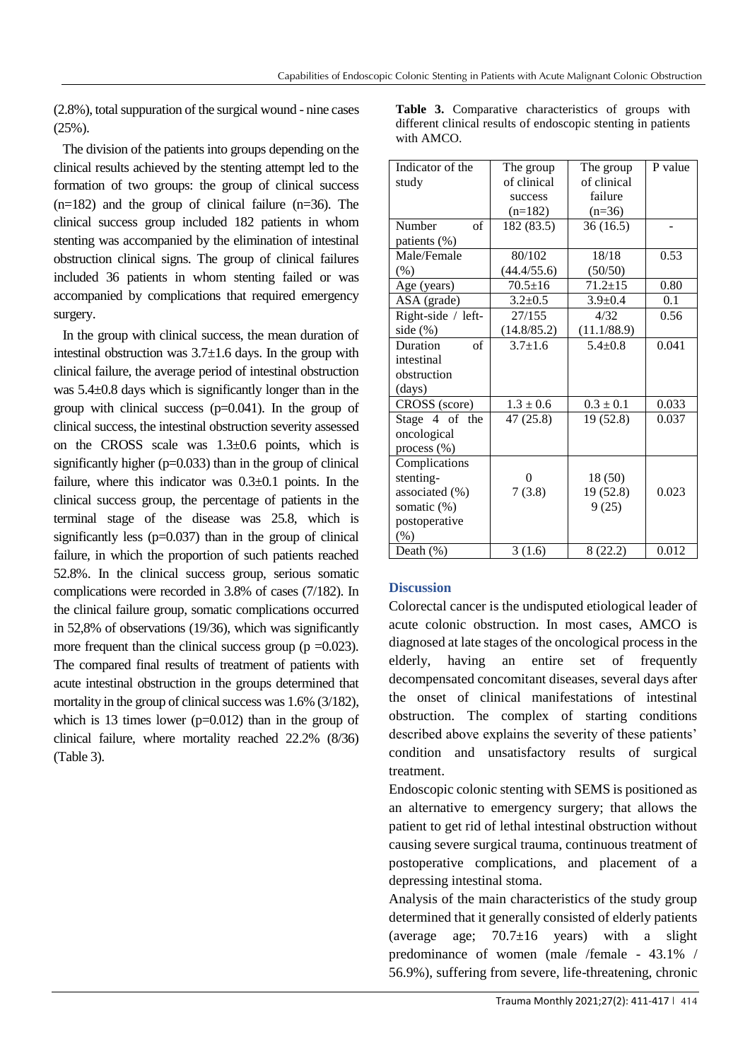(2.8%), total suppuration of the surgical wound - nine cases (25%).

The division of the patients into groups depending on the clinical results achieved by the stenting attempt led to the formation of two groups: the group of clinical success (n=182) and the group of clinical failure (n=36). The clinical success group included 182 patients in whom stenting was accompanied by the elimination of intestinal obstruction clinical signs. The group of clinical failures included 36 patients in whom stenting failed or was accompanied by complications that required emergency surgery.

In the group with clinical success, the mean duration of intestinal obstruction was 3.7±1.6 days. In the group with clinical failure, the average period of intestinal obstruction was 5.4±0.8 days which is significantly longer than in the group with clinical success (p=0.041). In the group of clinical success, the intestinal obstruction severity assessed on the CROSS scale was 1.3±0.6 points, which is significantly higher (p=0.033) than in the group of clinical failure, where this indicator was 0.3±0.1 points. In the clinical success group, the percentage of patients in the terminal stage of the disease was 25.8, which is significantly less (p=0.037) than in the group of clinical failure, in which the proportion of such patients reached 52.8%. In the clinical success group, serious somatic complications were recorded in 3.8% of cases (7/182). In the clinical failure group, somatic complications occurred in 52,8% of observations (19/36), which was significantly more frequent than the clinical success group (p =0.023). The compared final results of treatment of patients with acute intestinal obstruction in the groups determined that mortality in the group of clinical success was 1.6% (3/182), which is 13 times lower (p=0.012) than in the group of clinical failure, where mortality reached 22.2% (8/36) (Table 3).

**Table 3.** Comparative characteristics of groups with different clinical results of endoscopic stenting in patients with AMCO.

| Indicator of the study | The group of clinical success (n=182) | The group of clinical failure (n=36) | P value |
|---|---|---|---|
| Number of patients (%) | 182 (83.5) | 36 (16.5) | - |
| Male/Female (%) | 80/102 (44.4/55.6) | 18/18 (50/50) | 0.53 |
| Age (years) | 70.5±16 | 71.2±15 | 0.80 |
| ASA (grade) | 3.2±0.5 | 3.9±0.4 | 0.1 |
| Right-side / left-side (%) | 27/155 (14.8/85.2) | 4/32 (11.1/88.9) | 0.56 |
| Duration of intestinal obstruction (days) | 3.7±1.6 | 5.4±0.8 | 0.041 |
| CROSS (score) | 1.3 ± 0.6 | 0.3 ± 0.1 | 0.033 |
| Stage 4 of the oncological process (%) | 47 (25.8) | 19 (52.8) | 0.037 |
| Complications<br>stenting-associated (%)<br>somatic (%)<br>postoperative (%) | <br>0<br>7 (3.8)<br> | <br>18 (50)<br>19 (52.8)<br>9 (25) | 0.023 |
| Death (%) | 3 (1.6) | 8 (22.2) | 0.012 |

## Discussion

Colorectal cancer is the undisputed etiological leader of acute colonic obstruction. In most cases, AMCO is diagnosed at late stages of the oncological process in the elderly, having an entire set of frequently decompensated concomitant diseases, several days after the onset of clinical manifestations of intestinal obstruction. The complex of starting conditions described above explains the severity of these patients' condition and unsatisfactory results of surgical treatment.

Endoscopic colonic stenting with SEMS is positioned as an alternative to emergency surgery; that allows the patient to get rid of lethal intestinal obstruction without causing severe surgical trauma, continuous treatment of postoperative complications, and placement of a depressing intestinal stoma.

Analysis of the main characteristics of the study group determined that it generally consisted of elderly patients (average age; 70.7±16 years) with a slight predominance of women (male /female - 43.1% / 56.9%), suffering from severe, life-threatening, chronic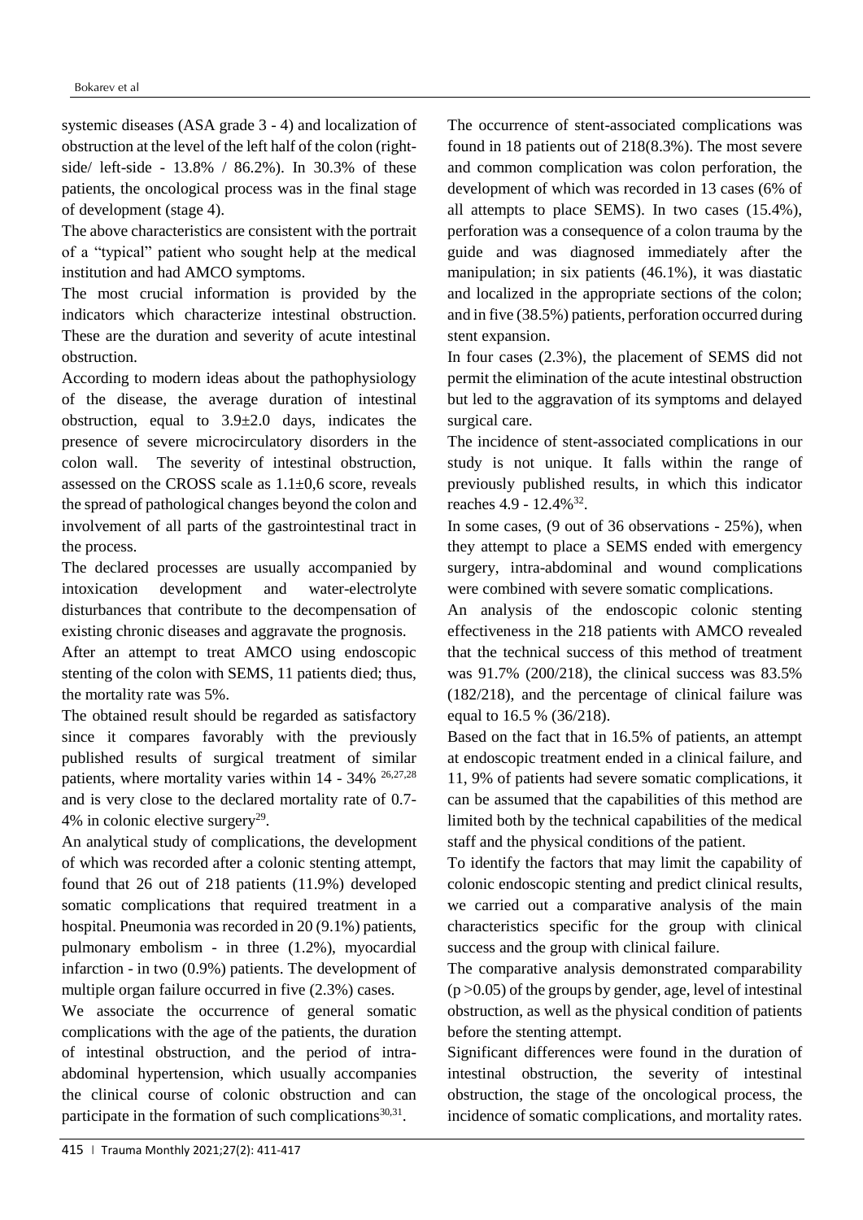systemic diseases (ASA grade 3 - 4) and localization of obstruction at the level of the left half of the colon (right-side/ left-side - 13.8% / 86.2%). In 30.3% of these patients, the oncological process was in the final stage of development (stage 4).

The above characteristics are consistent with the portrait of a "typical" patient who sought help at the medical institution and had AMCO symptoms.

The most crucial information is provided by the indicators which characterize intestinal obstruction. These are the duration and severity of acute intestinal obstruction.

According to modern ideas about the pathophysiology of the disease, the average duration of intestinal obstruction, equal to 3.9±2.0 days, indicates the presence of severe microcirculatory disorders in the colon wall. The severity of intestinal obstruction, assessed on the CROSS scale as 1.1±0,6 score, reveals the spread of pathological changes beyond the colon and involvement of all parts of the gastrointestinal tract in the process.

The declared processes are usually accompanied by intoxication development and water-electrolyte disturbances that contribute to the decompensation of existing chronic diseases and aggravate the prognosis.

After an attempt to treat AMCO using endoscopic stenting of the colon with SEMS, 11 patients died; thus, the mortality rate was 5%.

The obtained result should be regarded as satisfactory since it compares favorably with the previously published results of surgical treatment of similar patients, where mortality varies within 14 - 34% [26,27,28] and is very close to the declared mortality rate of 0.7-4% in colonic elective surgery[29].

An analytical study of complications, the development of which was recorded after a colonic stenting attempt, found that 26 out of 218 patients (11.9%) developed somatic complications that required treatment in a hospital. Pneumonia was recorded in 20 (9.1%) patients, pulmonary embolism - in three (1.2%), myocardial infarction - in two (0.9%) patients. The development of multiple organ failure occurred in five (2.3%) cases.

We associate the occurrence of general somatic complications with the age of the patients, the duration of intestinal obstruction, and the period of intra-abdominal hypertension, which usually accompanies the clinical course of colonic obstruction and can participate in the formation of such complications[30,31].

The occurrence of stent-associated complications was found in 18 patients out of 218(8.3%). The most severe and common complication was colon perforation, the development of which was recorded in 13 cases (6% of all attempts to place SEMS). In two cases (15.4%), perforation was a consequence of a colon trauma by the guide and was diagnosed immediately after the manipulation; in six patients (46.1%), it was diastatic and localized in the appropriate sections of the colon; and in five (38.5%) patients, perforation occurred during stent expansion.

In four cases (2.3%), the placement of SEMS did not permit the elimination of the acute intestinal obstruction but led to the aggravation of its symptoms and delayed surgical care.

The incidence of stent-associated complications in our study is not unique. It falls within the range of previously published results, in which this indicator reaches 4.9 - 12.4%[32].

In some cases, (9 out of 36 observations - 25%), when they attempt to place a SEMS ended with emergency surgery, intra-abdominal and wound complications were combined with severe somatic complications.

An analysis of the endoscopic colonic stenting effectiveness in the 218 patients with AMCO revealed that the technical success of this method of treatment was 91.7% (200/218), the clinical success was 83.5% (182/218), and the percentage of clinical failure was equal to 16.5 % (36/218).

Based on the fact that in 16.5% of patients, an attempt at endoscopic treatment ended in a clinical failure, and 11, 9% of patients had severe somatic complications, it can be assumed that the capabilities of this method are limited both by the technical capabilities of the medical staff and the physical conditions of the patient.

To identify the factors that may limit the capability of colonic endoscopic stenting and predict clinical results, we carried out a comparative analysis of the main characteristics specific for the group with clinical success and the group with clinical failure.

The comparative analysis demonstrated comparability ($p > 0.05$) of the groups by gender, age, level of intestinal obstruction, as well as the physical condition of patients before the stenting attempt.

Significant differences were found in the duration of intestinal obstruction, the severity of intestinal obstruction, the stage of the oncological process, the incidence of somatic complications, and mortality rates.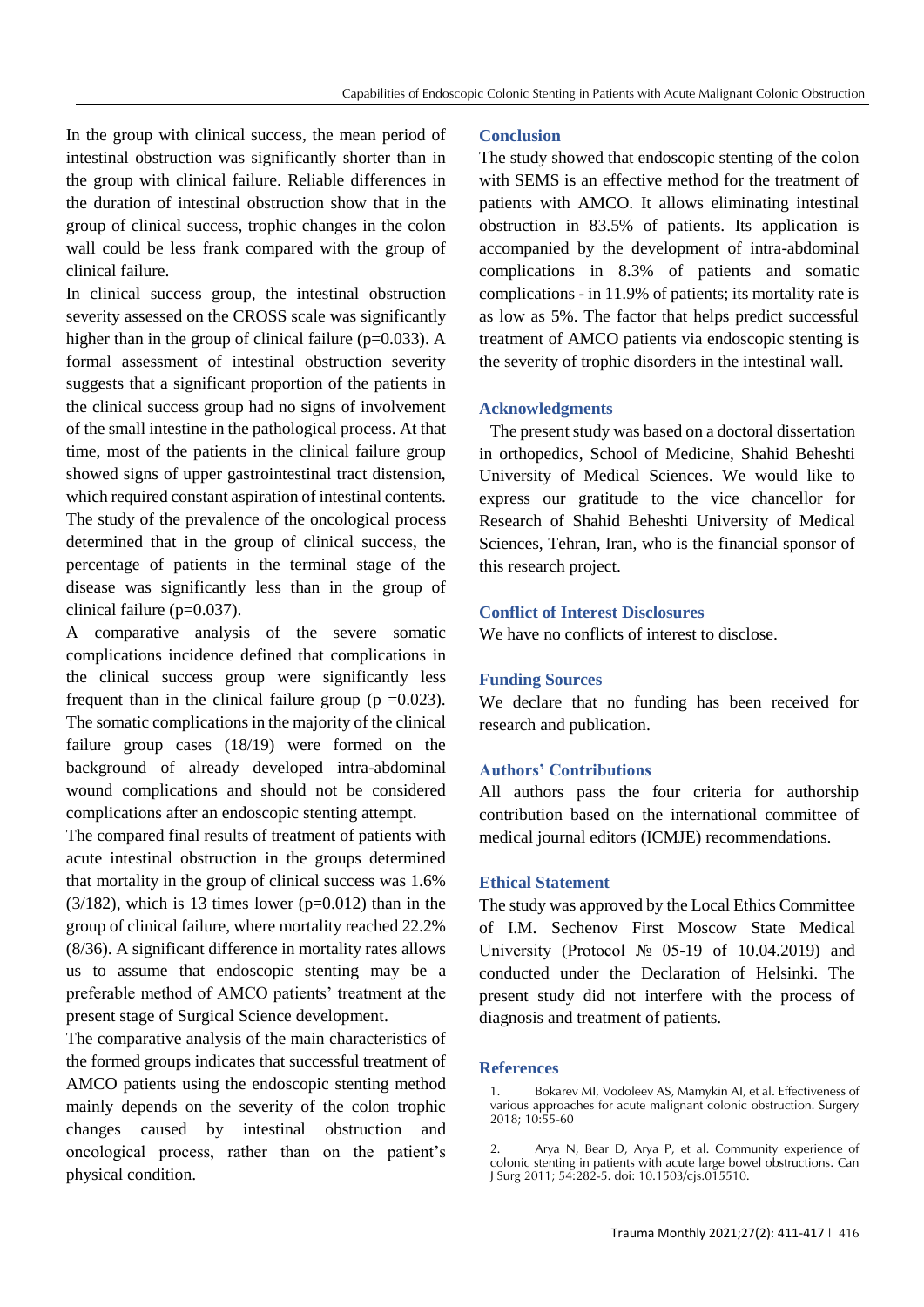In the group with clinical success, the mean period of intestinal obstruction was significantly shorter than in the group with clinical failure. Reliable differences in the duration of intestinal obstruction show that in the group of clinical success, trophic changes in the colon wall could be less frank compared with the group of clinical failure.

In clinical success group, the intestinal obstruction severity assessed on the CROSS scale was significantly higher than in the group of clinical failure (p=0.033). A formal assessment of intestinal obstruction severity suggests that a significant proportion of the patients in the clinical success group had no signs of involvement of the small intestine in the pathological process. At that time, most of the patients in the clinical failure group showed signs of upper gastrointestinal tract distension, which required constant aspiration of intestinal contents. The study of the prevalence of the oncological process determined that in the group of clinical success, the percentage of patients in the terminal stage of the disease was significantly less than in the group of clinical failure (p=0.037).

A comparative analysis of the severe somatic complications incidence defined that complications in the clinical success group were significantly less frequent than in the clinical failure group (p =0.023). The somatic complications in the majority of the clinical failure group cases (18/19) were formed on the background of already developed intra-abdominal wound complications and should not be considered complications after an endoscopic stenting attempt.

The compared final results of treatment of patients with acute intestinal obstruction in the groups determined that mortality in the group of clinical success was 1.6% (3/182), which is 13 times lower (p=0.012) than in the group of clinical failure, where mortality reached 22.2% (8/36). A significant difference in mortality rates allows us to assume that endoscopic stenting may be a preferable method of AMCO patients' treatment at the present stage of Surgical Science development.

The comparative analysis of the main characteristics of the formed groups indicates that successful treatment of AMCO patients using the endoscopic stenting method mainly depends on the severity of the colon trophic changes caused by intestinal obstruction and oncological process, rather than on the patient's physical condition.

## Conclusion

The study showed that endoscopic stenting of the colon with SEMS is an effective method for the treatment of patients with AMCO. It allows eliminating intestinal obstruction in 83.5% of patients. Its application is accompanied by the development of intra-abdominal complications in 8.3% of patients and somatic complications - in 11.9% of patients; its mortality rate is as low as 5%. The factor that helps predict successful treatment of AMCO patients via endoscopic stenting is the severity of trophic disorders in the intestinal wall.

## Acknowledgments

The present study was based on a doctoral dissertation in orthopedics, School of Medicine, Shahid Beheshti University of Medical Sciences. We would like to express our gratitude to the vice chancellor for Research of Shahid Beheshti University of Medical Sciences, Tehran, Iran, who is the financial sponsor of this research project.

## Conflict of Interest Disclosures

We have no conflicts of interest to disclose.

## Funding Sources

We declare that no funding has been received for research and publication.

## Authors' Contributions

All authors pass the four criteria for authorship contribution based on the international committee of medical journal editors (ICMJE) recommendations.

## Ethical Statement

The study was approved by the Local Ethics Committee of I.M. Sechenov First Moscow State Medical University (Protocol № 05-19 of 10.04.2019) and conducted under the Declaration of Helsinki. The present study did not interfere with the process of diagnosis and treatment of patients.

## References

1. Bokarev MI, Vodoleev AS, Mamykin AI, et al. Effectiveness of various approaches for acute malignant colonic obstruction. Surgery 2018; 10:55-60

2. Arya N, Bear D, Arya P, et al. Community experience of colonic stenting in patients with acute large bowel obstructions. Can J Surg 2011; 54:282-5. doi: 10.1503/cjs.015510.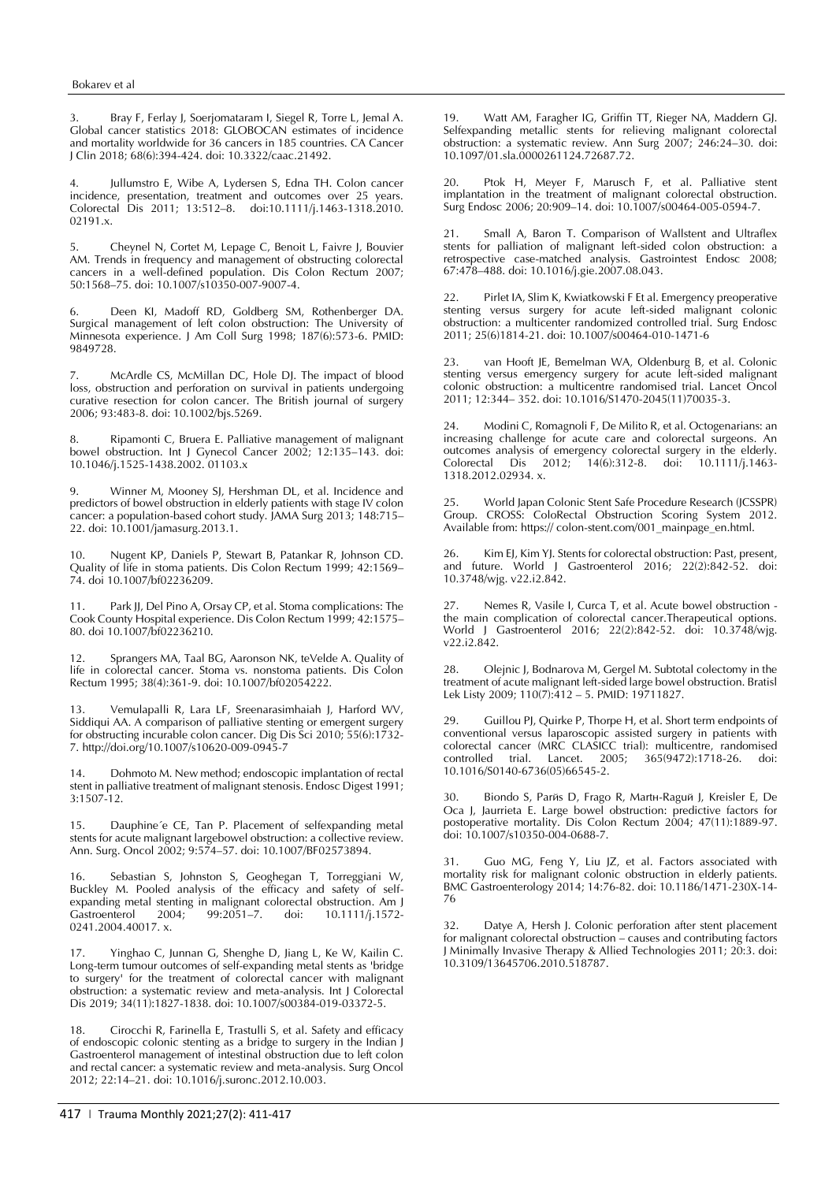3. Bray F, Ferlay J, Soerjomataram I, Siegel R, Torre L, Jemal A. Global cancer statistics 2018: GLOBOCAN estimates of incidence and mortality worldwide for 36 cancers in 185 countries. CA Cancer J Clin 2018; 68(6):394-424. doi: 10.3322/caac.21492.

4. Jullumstro E, Wibe A, Lydersen S, Edna TH. Colon cancer incidence, presentation, treatment and outcomes over 25 years. Colorectal Dis 2011; 13:512–8. doi:10.1111/j.1463-1318.2010.02191.x.

5. Cheynel N, Cortet M, Lepage C, Benoit L, Faivre J, Bouvier AM. Trends in frequency and management of obstructing colorectal cancers in a well-defined population. Dis Colon Rectum 2007; 50:1568–75. doi: 10.1007/s10350-007-9007-4.

6. Deen KI, Madoff RD, Goldberg SM, Rothenberger DA. Surgical management of left colon obstruction: The University of Minnesota experience. J Am Coll Surg 1998; 187(6):573-6. PMID: 9849728.

7. McArdle CS, McMillan DC, Hole DJ. The impact of blood loss, obstruction and perforation on survival in patients undergoing curative resection for colon cancer. The British journal of surgery 2006; 93:483-8. doi: 10.1002/bjs.5269.

8. Ripamonti C, Bruera E. Palliative management of malignant bowel obstruction. Int J Gynecol Cancer 2002; 12:135–143. doi: 10.1046/j.1525-1438.2002. 01103.x

9. Winner M, Mooney SJ, Hershman DL, et al. Incidence and predictors of bowel obstruction in elderly patients with stage IV colon cancer: a population-based cohort study. JAMA Surg 2013; 148:715–22. doi: 10.1001/jamasurg.2013.1.

10. Nugent KP, Daniels P, Stewart B, Patankar R, Johnson CD. Quality of life in stoma patients. Dis Colon Rectum 1999; 42:1569–74. doi 10.1007/bf02236209.

11. Park JJ, Del Pino A, Orsay CP, et al. Stoma complications: The Cook County Hospital experience. Dis Colon Rectum 1999; 42:1575–80. doi 10.1007/bf02236210.

12. Sprangers MA, Taal BG, Aaronson NK, teVelde A. Quality of life in colorectal cancer. Stoma vs. nonstoma patients. Dis Colon Rectum 1995; 38(4):361-9. doi: 10.1007/bf02054222.

13. Vemulapalli R, Lara LF, Sreenarasimhaiah J, Harford WV, Siddiqui AA. A comparison of palliative stenting or emergent surgery for obstructing incurable colon cancer. Dig Dis Sci 2010; 55(6):1732-7. http://doi.org/10.1007/s10620-009-0945-7

14. Dohmoto M. New method; endoscopic implantation of rectal stent in palliative treatment of malignant stenosis. Endosc Digest 1991; 3:1507-12.

15. Dauphine´e CE, Tan P. Placement of selfexpanding metal stents for acute malignant largebowel obstruction: a collective review. Ann. Surg. Oncol 2002; 9:574–57. doi: 10.1007/BF02573894.

16. Sebastian S, Johnston S, Geoghegan T, Torreggiani W, Buckley M. Pooled analysis of the efficacy and safety of self-expanding metal stenting in malignant colorectal obstruction. Am J Gastroenterol 2004; 99:2051–7. doi: 10.1111/j.1572-0241.2004.40017. x.

17. Yinghao C, Junnan G, Shenghe D, Jiang L, Ke W, Kailin C. Long-term tumour outcomes of self-expanding metal stents as 'bridge to surgery' for the treatment of colorectal cancer with malignant obstruction: a systematic review and meta-analysis. Int J Colorectal Dis 2019; 34(11):1827-1838. doi: 10.1007/s00384-019-03372-5.

18. Cirocchi R, Farinella E, Trastulli S, et al. Safety and efficacy of endoscopic colonic stenting as a bridge to surgery in the Indian J Gastroenterol management of intestinal obstruction due to left colon and rectal cancer: a systematic review and meta-analysis. Surg Oncol 2012; 22:14–21. doi: 10.1016/j.suronc.2012.10.003.

19. Watt AM, Faragher IG, Griffin TT, Rieger NA, Maddern GJ. Selfexpanding metallic stents for relieving malignant colorectal obstruction: a systematic review. Ann Surg 2007; 246:24–30. doi: 10.1097/01.sla.0000261124.72687.72.

20. Ptok H, Meyer F, Marusch F, et al. Palliative stent implantation in the treatment of malignant colorectal obstruction. Surg Endosc 2006; 20:909–14. doi: 10.1007/s00464-005-0594-7.

21. Small A, Baron T. Comparison of Wallstent and Ultraflex stents for palliation of malignant left-sided colon obstruction: a retrospective case-matched analysis. Gastrointest Endosc 2008; 67:478–488. doi: 10.1016/j.gie.2007.08.043.

22. Pirlet IA, Slim K, Kwiatkowski F Et al. Emergency preoperative stenting versus surgery for acute left-sided malignant colonic obstruction: a multicenter randomized controlled trial. Surg Endosc 2011; 25(6)1814-21. doi: 10.1007/s00464-010-1471-6

23. van Hooft JE, Bemelman WA, Oldenburg B, et al. Colonic stenting versus emergency surgery for acute left-sided malignant colonic obstruction: a multicentre randomised trial. Lancet Oncol 2011; 12:344– 352. doi: 10.1016/S1470-2045(11)70035-3.

24. Modini C, Romagnoli F, De Milito R, et al. Octogenarians: an increasing challenge for acute care and colorectal surgeons. An outcomes analysis of emergency colorectal surgery in the elderly. Colorectal Dis 2012; 14(6):312-8. doi: 10.1111/j.1463-1318.2012.02934. x.

25. World Japan Colonic Stent Safe Procedure Research (JCSSPR) Group. CROSS: ColoRectal Obstruction Scoring System 2012. Available from: https:// colon-stent.com/001_mainpage_en.html.

26. Kim EJ, Kim YJ. Stents for colorectal obstruction: Past, present, and future. World J Gastroenterol 2016; 22(2):842-52. doi: 10.3748/wjg. v22.i2.842.

27. Nemes R, Vasile I, Curca T, et al. Acute bowel obstruction - the main complication of colorectal cancer.Therapeutical options. World J Gastroenterol 2016; 22(2):842-52. doi: 10.3748/wjg. v22.i2.842.

28. Olejnic J, Bodnarova M, Gergel M. Subtotal colectomy in the treatment of acute malignant left-sided large bowel obstruction. Bratisl Lek Listy 2009; 110(7):412 – 5. PMID: 19711827.

29. Guillou PJ, Quirke P, Thorpe H, et al. Short term endpoints of conventional versus laparoscopic assisted surgery in patients with colorectal cancer (MRC CLASICC trial): multicentre, randomised controlled trial. Lancet. 2005; 365(9472):1718-26. doi: 10.1016/S0140-6736(05)66545-2.

30. Biondo S, Parйs D, Frago R, Martн-Raguй J, Kreisler E, De Oca J, Jaurrieta E. Large bowel obstruction: predictive factors for postoperative mortality. Dis Colon Rectum 2004; 47(11):1889-97. doi: 10.1007/s10350-004-0688-7.

31. Guo MG, Feng Y, Liu JZ, et al. Factors associated with mortality risk for malignant colonic obstruction in elderly patients. BMC Gastroenterology 2014; 14:76-82. doi: 10.1186/1471-230X-14-76

32. Datye A, Hersh J. Colonic perforation after stent placement for malignant colorectal obstruction – causes and contributing factors J Minimally Invasive Therapy & Allied Technologies 2011; 20:3. doi: 10.3109/13645706.2010.518787.